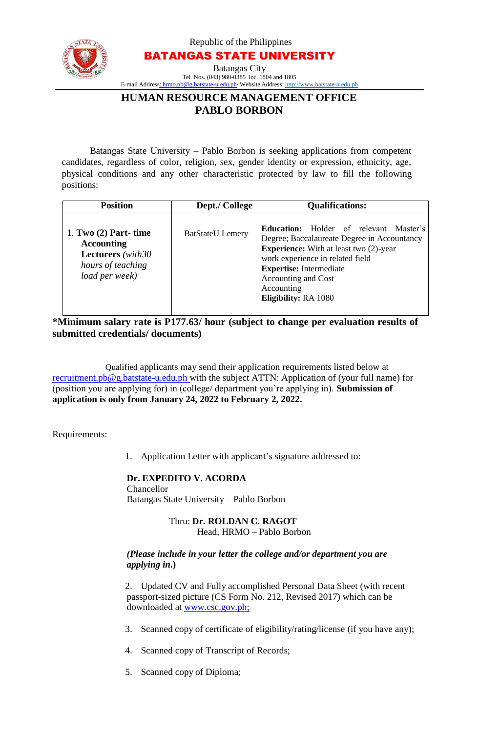Republic of the Philippines

**BATANGAS STATE UNIVERSITY**

Batangas City

Tel. Nos. (043) 980-0385 loc. 1804 and 1805

E-mail Address: hrmo.pb@g.batstate-u.edu.ph· Website Address: http://www.batstate-u.edu.ph

# HUMAN RESOURCE MANAGEMENT OFFICE
# PABLO BORBON

Batangas State University – Pablo Borbon is seeking applications from competent candidates, regardless of color, religion, sex, gender identity or expression, ethnicity, age, physical conditions and any other characteristic protected by law to fill the following positions:

| Position | Dept./ College | Qualifications: |
|---|---|---|
| 1. **Two (2) Part- time Accounting Lecturers** *(with30 hours of teaching load per week)* | BatStateU Lemery | **Education:** Holder of relevant Master's Degree; Baccalaureate Degree in Accountancy<br>**Experience:** With at least two (2)-year work experience in related field<br>**Expertise:** Intermediate Accounting and Cost Accounting<br>**Eligibility:** RA 1080 |

**\*Minimum salary rate is P177.63/ hour (subject to change per evaluation results of submitted credentials/ documents)**

Qualified applicants may send their application requirements listed below at recruitment.pb@g.batstate-u.edu.ph with the subject ATTN: Application of (your full name) for (position you are applying for) in (college/ department you're applying in). **Submission of application is only from January 24, 2022 to February 2, 2022.**

Requirements:

1. Application Letter with applicant's signature addressed to:

   **Dr. EXPEDITO V. ACORDA**
   Chancellor
   Batangas State University – Pablo Borbon

   Thru: **Dr. ROLDAN C. RAGOT**
   Head, HRMO – Pablo Borbon

   ***(Please include in your letter the college and/or department you are applying in.)***

2. Updated CV and Fully accomplished Personal Data Sheet (with recent passport-sized picture (CS Form No. 212, Revised 2017) which can be downloaded at www.csc.gov.ph;

3. Scanned copy of certificate of eligibility/rating/license (if you have any);

4. Scanned copy of Transcript of Records;

5. Scanned copy of Diploma;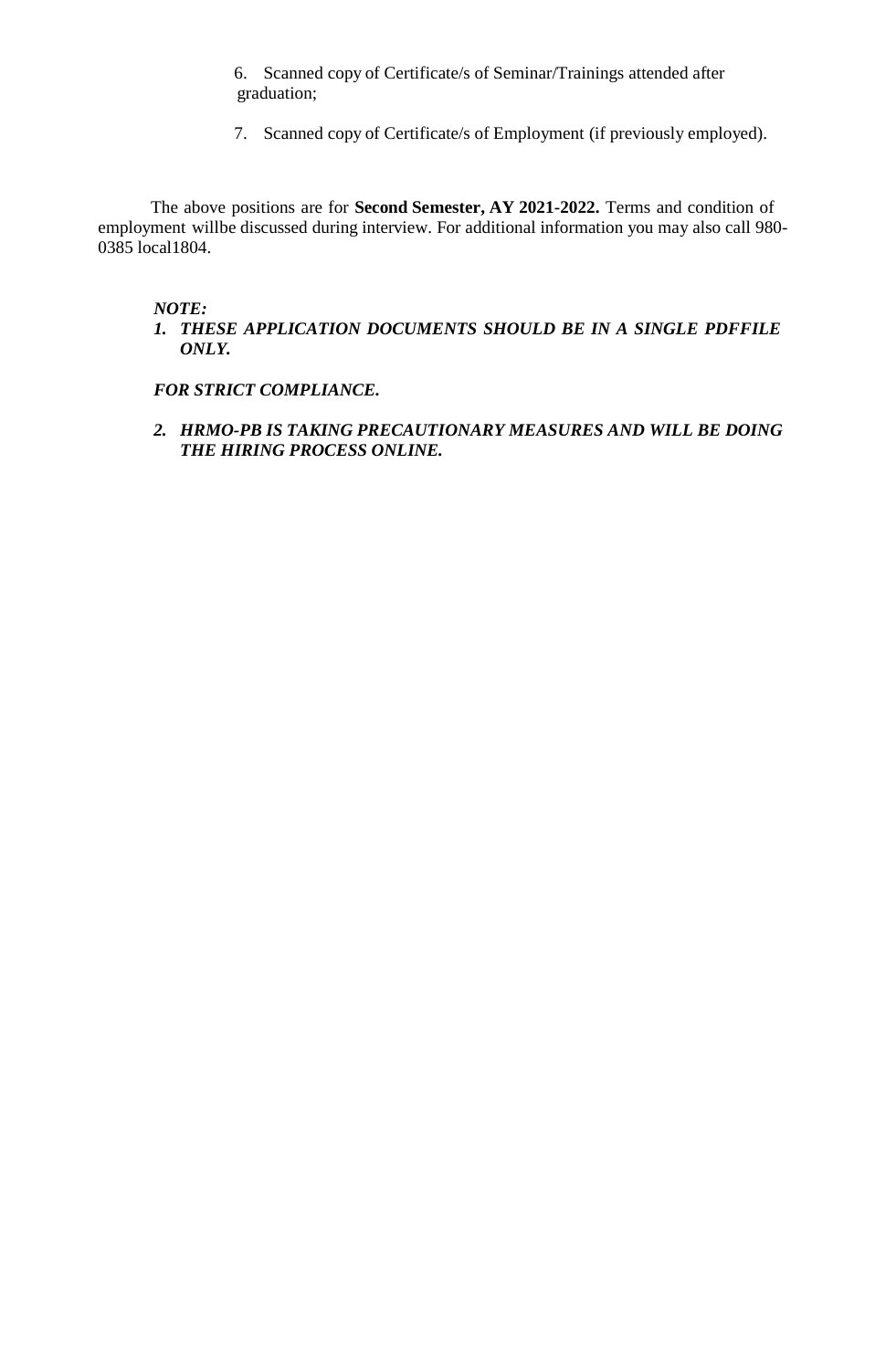6. Scanned copy of Certificate/s of Seminar/Trainings attended after graduation;

7. Scanned copy of Certificate/s of Employment (if previously employed).

The above positions are for **Second Semester, AY 2021-2022.** Terms and condition of employment willbe discussed during interview. For additional information you may also call 980-0385 local1804.

***NOTE:***

1. ***THESE APPLICATION DOCUMENTS SHOULD BE IN A SINGLE PDFFILE ONLY.***

***FOR STRICT COMPLIANCE.***

2. ***HRMO-PB IS TAKING PRECAUTIONARY MEASURES AND WILL BE DOING THE HIRING PROCESS ONLINE.***